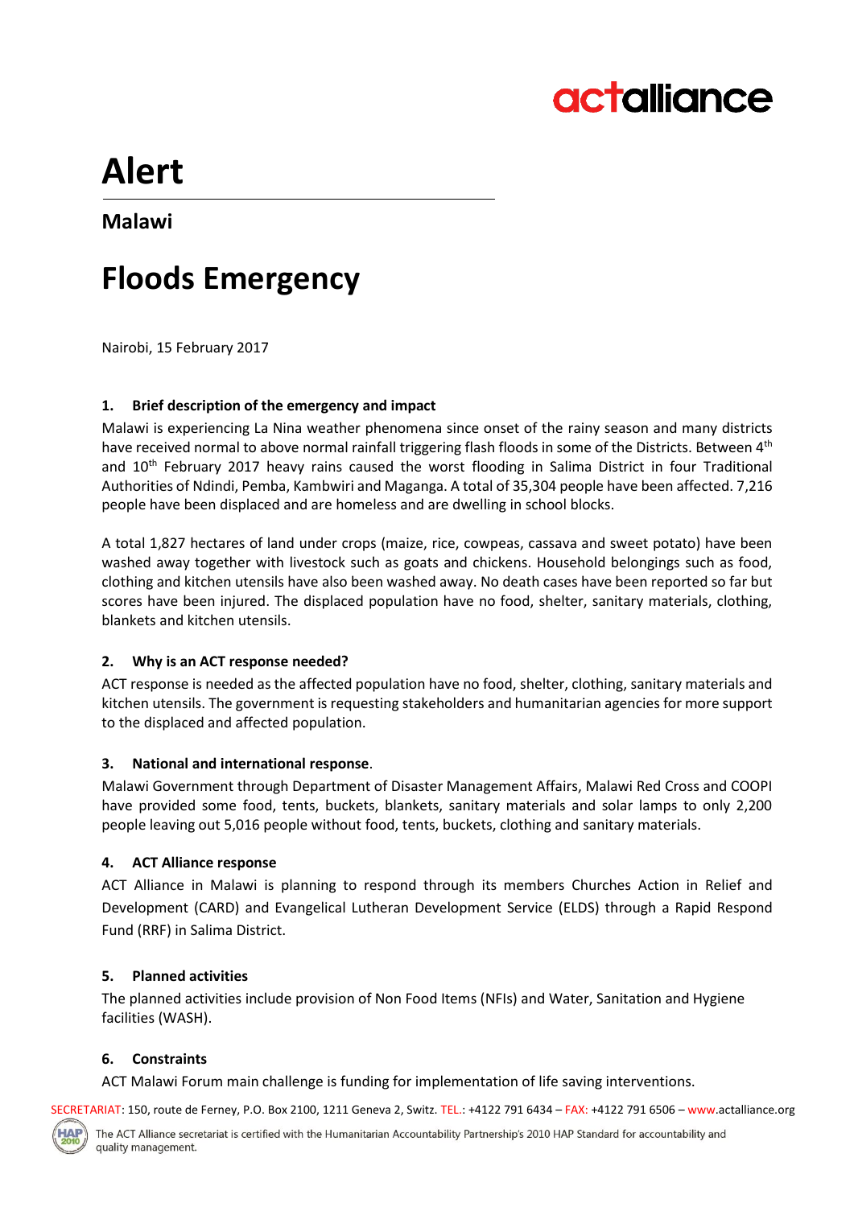actalliance

# Alert

## Malawi

# Floods Emergency

Nairobi, 15 February 2017

### 1. Brief description of the emergency and impact

Malawi is experiencing La Nina weather phenomena since onset of the rainy season and many districts have received normal to above normal rainfall triggering flash floods in some of the Districts. Between 4th and 10th February 2017 heavy rains caused the worst flooding in Salima District in four Traditional Authorities of Ndindi, Pemba, Kambwiri and Maganga. A total of 35,304 people have been affected. 7,216 people have been displaced and are homeless and are dwelling in school blocks.

A total 1,827 hectares of land under crops (maize, rice, cowpeas, cassava and sweet potato) have been washed away together with livestock such as goats and chickens. Household belongings such as food, clothing and kitchen utensils have also been washed away. No death cases have been reported so far but scores have been injured. The displaced population have no food, shelter, sanitary materials, clothing, blankets and kitchen utensils.

### 2. Why is an ACT response needed?

ACT response is needed as the affected population have no food, shelter, clothing, sanitary materials and kitchen utensils. The government is requesting stakeholders and humanitarian agencies for more support to the displaced and affected population.

### 3. National and international response.

Malawi Government through Department of Disaster Management Affairs, Malawi Red Cross and COOPI have provided some food, tents, buckets, blankets, sanitary materials and solar lamps to only 2,200 people leaving out 5,016 people without food, tents, buckets, clothing and sanitary materials.

### 4. ACT Alliance response

ACT Alliance in Malawi is planning to respond through its members Churches Action in Relief and Development (CARD) and Evangelical Lutheran Development Service (ELDS) through a Rapid Respond Fund (RRF) in Salima District.

### 5. Planned activities

The planned activities include provision of Non Food Items (NFIs) and Water, Sanitation and Hygiene facilities (WASH).

### 6. Constraints

ACT Malawi Forum main challenge is funding for implementation of life saving interventions.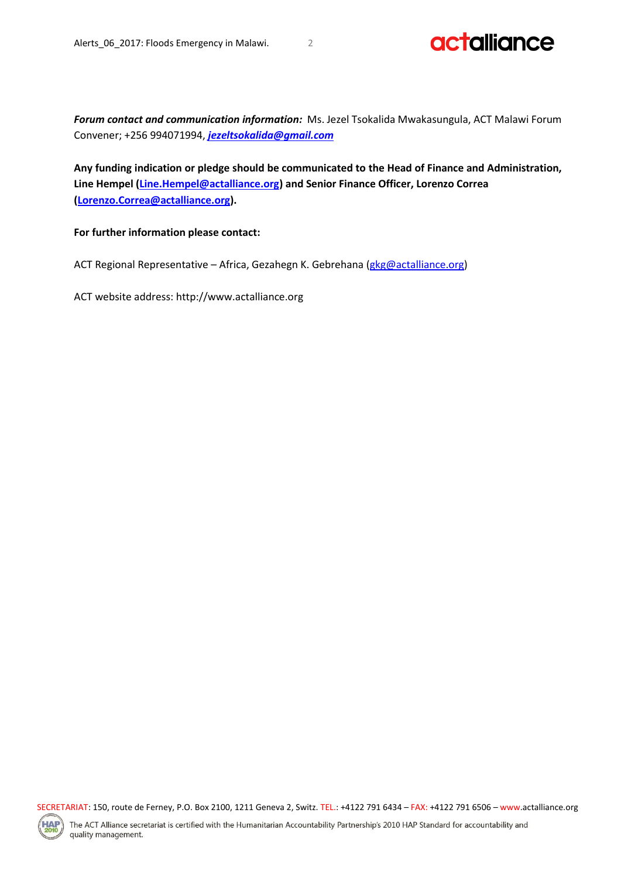***Forum contact and communication information:*** Ms. Jezel Tsokalida Mwakasungula, ACT Malawi Forum Convener; +256 994071994, ***jezeltsokalida@gmail.com***

**Any funding indication or pledge should be communicated to the Head of Finance and Administration, Line Hempel (Line.Hempel@actalliance.org) and Senior Finance Officer, Lorenzo Correa (Lorenzo.Correa@actalliance.org).**

**For further information please contact:**

ACT Regional Representative – Africa, Gezahegn K. Gebrehana (gkg@actalliance.org)

ACT website address: http://www.actalliance.org